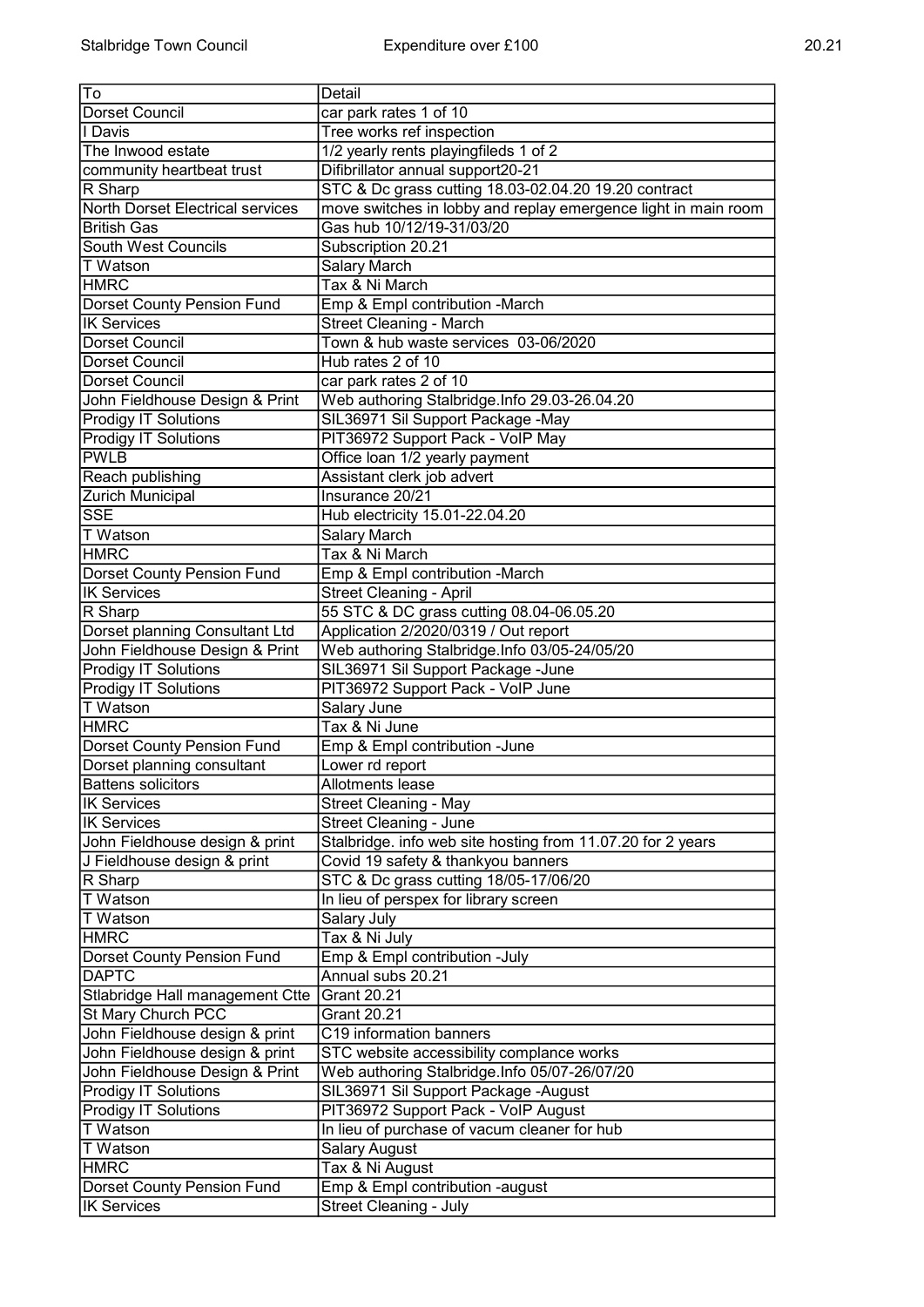Stalbridge Town Council Expenditure over £100 20.21

| To | Detail |
|---|---|
| Dorset Council | car park rates 1 of 10 |
| I Davis | Tree works ref inspection |
| The Inwood estate | 1/2 yearly rents playingfileds 1 of 2 |
| community heartbeat trust | Difibrillator annual support20-21 |
| R Sharp | STC & Dc grass cutting 18.03-02.04.20 19.20 contract |
| North Dorset Electrical services | move switches in lobby and replay emergence light in main room |
| British Gas | Gas hub 10/12/19-31/03/20 |
| South West Councils | Subscription 20.21 |
| T Watson | Salary March |
| HMRC | Tax & Ni March |
| Dorset County Pension Fund | Emp & Empl contribution -March |
| IK Services | Street Cleaning - March |
| Dorset Council | Town & hub waste services 03-06/2020 |
| Dorset Council | Hub rates 2 of 10 |
| Dorset Council | car park rates 2 of 10 |
| John Fieldhouse Design & Print | Web authoring Stalbridge.Info 29.03-26.04.20 |
| Prodigy IT Solutions | SIL36971 Sil Support Package -May |
| Prodigy IT Solutions | PIT36972 Support Pack - VoIP May |
| PWLB | Office loan 1/2 yearly payment |
| Reach publishing | Assistant clerk job advert |
| Zurich Municipal | Insurance 20/21 |
| SSE | Hub electricity 15.01-22.04.20 |
| T Watson | Salary March |
| HMRC | Tax & Ni March |
| Dorset County Pension Fund | Emp & Empl contribution -March |
| IK Services | Street Cleaning - April |
| R Sharp | 55 STC & DC grass cutting 08.04-06.05.20 |
| Dorset planning Consultant Ltd | Application 2/2020/0319 / Out report |
| John Fieldhouse Design & Print | Web authoring Stalbridge.Info 03/05-24/05/20 |
| Prodigy IT Solutions | SIL36971 Sil Support Package -June |
| Prodigy IT Solutions | PIT36972 Support Pack - VoIP June |
| T Watson | Salary June |
| HMRC | Tax & Ni June |
| Dorset County Pension Fund | Emp & Empl contribution -June |
| Dorset planning consultant | Lower rd report |
| Battens solicitors | Allotments lease |
| IK Services | Street Cleaning - May |
| IK Services | Street Cleaning - June |
| John Fieldhouse design & print | Stalbridge. info web site hosting from 11.07.20 for 2 years |
| J Fieldhouse design & print | Covid 19 safety & thankyou banners |
| R Sharp | STC & Dc grass cutting 18/05-17/06/20 |
| T Watson | In lieu of perspex for library screen |
| T Watson | Salary July |
| HMRC | Tax & Ni July |
| Dorset County Pension Fund | Emp & Empl contribution -July |
| DAPTC | Annual subs 20.21 |
| Stlabridge Hall management Ctte | Grant 20.21 |
| St Mary Church PCC | Grant 20.21 |
| John Fieldhouse design & print | C19 information banners |
| John Fieldhouse design & print | STC website accessibility complance works |
| John Fieldhouse Design & Print | Web authoring Stalbridge.Info 05/07-26/07/20 |
| Prodigy IT Solutions | SIL36971 Sil Support Package -August |
| Prodigy IT Solutions | PIT36972 Support Pack - VoIP August |
| T Watson | In lieu of purchase of vacum cleaner for hub |
| T Watson | Salary August |
| HMRC | Tax & Ni August |
| Dorset County Pension Fund | Emp & Empl contribution -august |
| IK Services | Street Cleaning - July |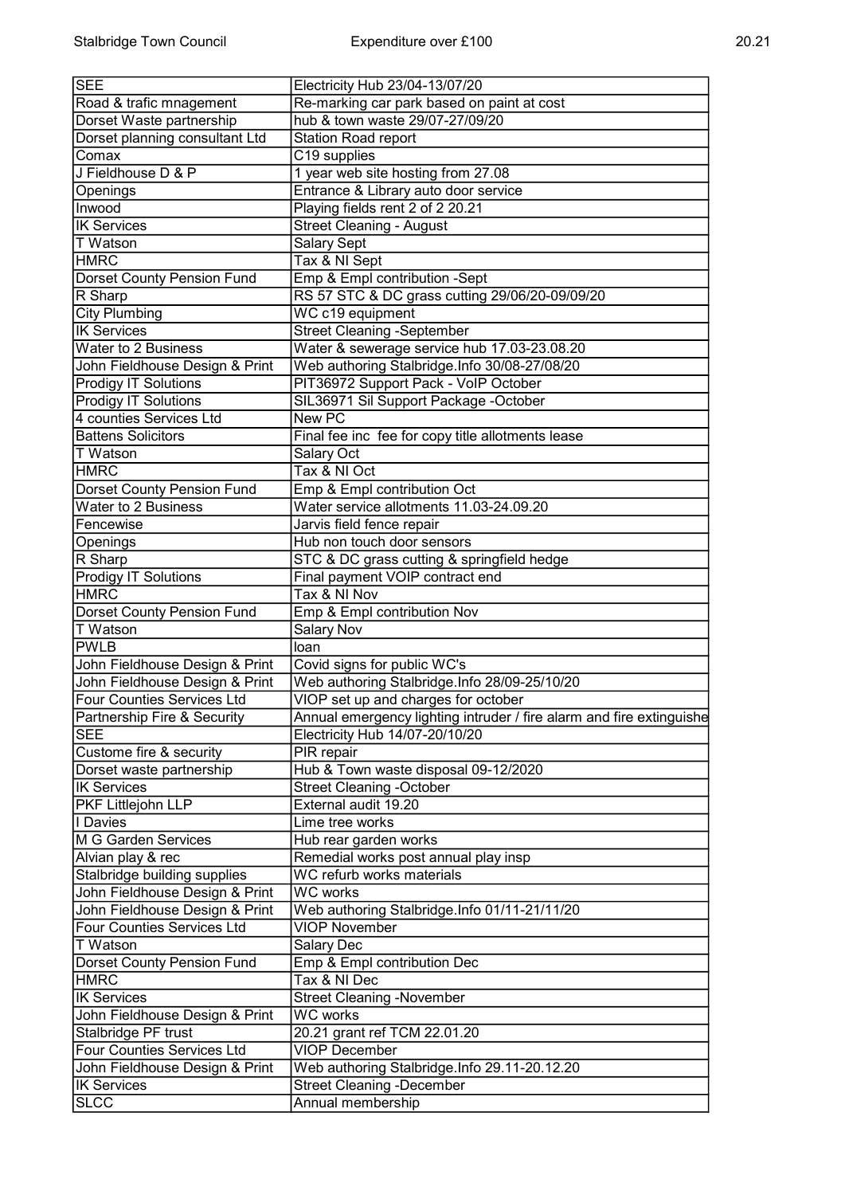| SEE | Electricity Hub 23/04-13/07/20 |
|---|---|
| Road & trafic mnagement | Re-marking car park based on paint at cost |
| Dorset Waste partnership | hub & town waste 29/07-27/09/20 |
| Dorset planning consultant Ltd | Station Road report |
| Comax | C19 supplies |
| J Fieldhouse D & P | 1 year web site hosting from 27.08 |
| Openings | Entrance & Library auto door service |
| Inwood | Playing fields rent 2 of 2 20.21 |
| IK Services | Street Cleaning - August |
| T Watson | Salary Sept |
| HMRC | Tax & NI Sept |
| Dorset County Pension Fund | Emp & Empl contribution -Sept |
| R Sharp | RS 57 STC & DC grass cutting 29/06/20-09/09/20 |
| City Plumbing | WC c19 equipment |
| IK Services | Street Cleaning -September |
| Water to 2 Business | Water & sewerage service hub 17.03-23.08.20 |
| John Fieldhouse Design & Print | Web authoring Stalbridge.Info 30/08-27/08/20 |
| Prodigy IT Solutions | PIT36972 Support Pack - VoIP October |
| Prodigy IT Solutions | SIL36971 Sil Support Package -October |
| 4 counties Services Ltd | New PC |
| Battens Solicitors | Final fee inc fee for copy title allotments lease |
| T Watson | Salary Oct |
| HMRC | Tax & NI Oct |
| Dorset County Pension Fund | Emp & Empl contribution Oct |
| Water to 2 Business | Water service allotments 11.03-24.09.20 |
| Fencewise | Jarvis field fence repair |
| Openings | Hub non touch door sensors |
| R Sharp | STC & DC grass cutting & springfield hedge |
| Prodigy IT Solutions | Final payment VOIP contract end |
| HMRC | Tax & NI Nov |
| Dorset County Pension Fund | Emp & Empl contribution Nov |
| T Watson | Salary Nov |
| PWLB | loan |
| John Fieldhouse Design & Print | Covid signs for public WC's |
| John Fieldhouse Design & Print | Web authoring Stalbridge.Info 28/09-25/10/20 |
| Four Counties Services Ltd | VIOP set up and charges for october |
| Partnership Fire & Security | Annual emergency lighting intruder / fire alarm and fire extinguishe |
| SEE | Electricity Hub 14/07-20/10/20 |
| Custome fire & security | PIR repair |
| Dorset waste partnership | Hub & Town waste disposal 09-12/2020 |
| IK Services | Street Cleaning -October |
| PKF Littlejohn LLP | External audit 19.20 |
| I Davies | Lime tree works |
| M G Garden Services | Hub rear garden works |
| Alvian play & rec | Remedial works post annual play insp |
| Stalbridge building supplies | WC refurb works materials |
| John Fieldhouse Design & Print | WC works |
| John Fieldhouse Design & Print | Web authoring Stalbridge.Info 01/11-21/11/20 |
| Four Counties Services Ltd | VIOP November |
| T Watson | Salary Dec |
| Dorset County Pension Fund | Emp & Empl contribution Dec |
| HMRC | Tax & NI Dec |
| IK Services | Street Cleaning -November |
| John Fieldhouse Design & Print | WC works |
| Stalbridge PF trust | 20.21 grant ref TCM 22.01.20 |
| Four Counties Services Ltd | VIOP December |
| John Fieldhouse Design & Print | Web authoring Stalbridge.Info 29.11-20.12.20 |
| IK Services | Street Cleaning -December |
| SLCC | Annual membership |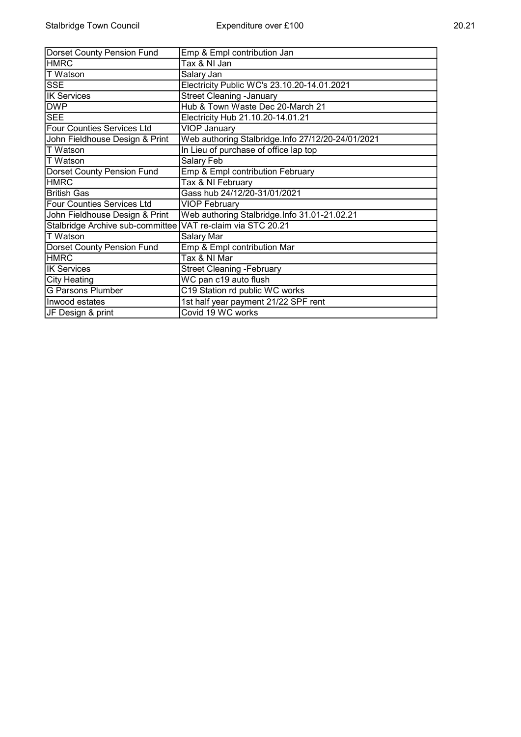| Dorset County Pension Fund | Emp & Empl contribution Jan |
|---|---|
| HMRC | Tax & NI Jan |
| T Watson | Salary Jan |
| SSE | Electricity Public WC's 23.10.20-14.01.2021 |
| IK Services | Street Cleaning -January |
| DWP | Hub & Town Waste Dec 20-March 21 |
| SEE | Electricity Hub 21.10.20-14.01.21 |
| Four Counties Services Ltd | VIOP January |
| John Fieldhouse Design & Print | Web authoring Stalbridge.Info 27/12/20-24/01/2021 |
| T Watson | In Lieu of purchase of office lap top |
| T Watson | Salary Feb |
| Dorset County Pension Fund | Emp & Empl contribution February |
| HMRC | Tax & NI February |
| British Gas | Gass hub 24/12/20-31/01/2021 |
| Four Counties Services Ltd | VIOP February |
| John Fieldhouse Design & Print | Web authoring Stalbridge.Info 31.01-21.02.21 |
| Stalbridge Archive sub-committee | VAT re-claim via STC 20.21 |
| T Watson | Salary Mar |
| Dorset County Pension Fund | Emp & Empl contribution Mar |
| HMRC | Tax & NI Mar |
| IK Services | Street Cleaning -February |
| City Heating | WC pan c19 auto flush |
| G Parsons Plumber | C19 Station rd public WC works |
| Inwood estates | 1st half year payment 21/22 SPF rent |
| JF Design & print | Covid 19 WC works |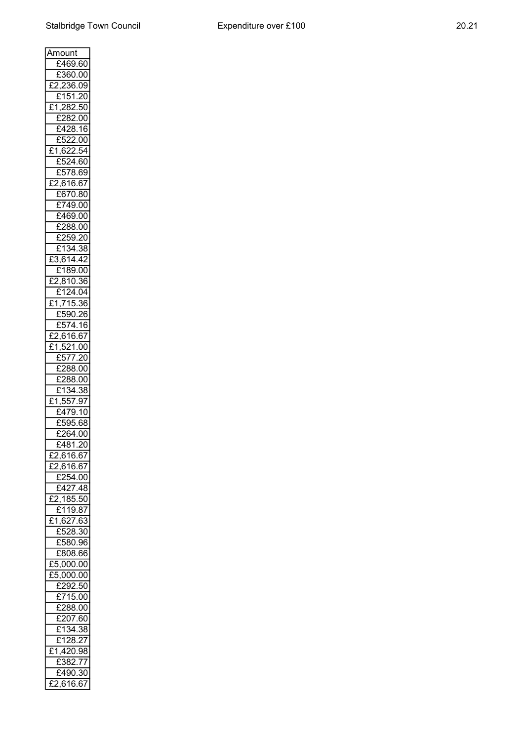| Amount |
|---|
| £469.60 |
| £360.00 |
| £2,236.09 |
| £151.20 |
| £1,282.50 |
| £282.00 |
| £428.16 |
| £522.00 |
| £1,622.54 |
| £524.60 |
| £578.69 |
| £2,616.67 |
| £670.80 |
| £749.00 |
| £469.00 |
| £288.00 |
| £259.20 |
| £134.38 |
| £3,614.42 |
| £189.00 |
| £2,810.36 |
| £124.04 |
| £1,715.36 |
| £590.26 |
| £574.16 |
| £2,616.67 |
| £1,521.00 |
| £577.20 |
| £288.00 |
| £288.00 |
| £134.38 |
| £1,557.97 |
| £479.10 |
| £595.68 |
| £264.00 |
| £481.20 |
| £2,616.67 |
| £2,616.67 |
| £254.00 |
| £427.48 |
| £2,185.50 |
| £119.87 |
| £1,627.63 |
| £528.30 |
| £580.96 |
| £808.66 |
| £5,000.00 |
| £5,000.00 |
| £292.50 |
| £715.00 |
| £288.00 |
| £207.60 |
| £134.38 |
| £128.27 |
| £1,420.98 |
| £382.77 |
| £490.30 |
| £2,616.67 |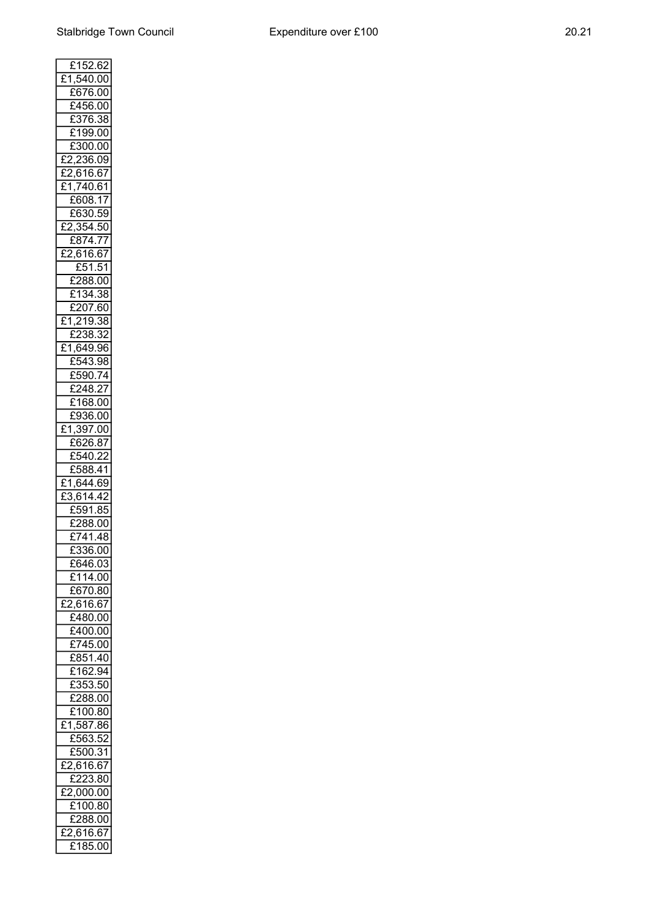| |
|---|
| £152.62 |
| £1,540.00 |
| £676.00 |
| £456.00 |
| £376.38 |
| £199.00 |
| £300.00 |
| £2,236.09 |
| £2,616.67 |
| £1,740.61 |
| £608.17 |
| £630.59 |
| £2,354.50 |
| £874.77 |
| £2,616.67 |
| £51.51 |
| £288.00 |
| £134.38 |
| £207.60 |
| £1,219.38 |
| £238.32 |
| £1,649.96 |
| £543.98 |
| £590.74 |
| £248.27 |
| £168.00 |
| £936.00 |
| £1,397.00 |
| £626.87 |
| £540.22 |
| £588.41 |
| £1,644.69 |
| £3,614.42 |
| £591.85 |
| £288.00 |
| £741.48 |
| £336.00 |
| £646.03 |
| £114.00 |
| £670.80 |
| £2,616.67 |
| £480.00 |
| £400.00 |
| £745.00 |
| £851.40 |
| £162.94 |
| £353.50 |
| £288.00 |
| £100.80 |
| £1,587.86 |
| £563.52 |
| £500.31 |
| £2,616.67 |
| £223.80 |
| £2,000.00 |
| £100.80 |
| £288.00 |
| £2,616.67 |
| £185.00 |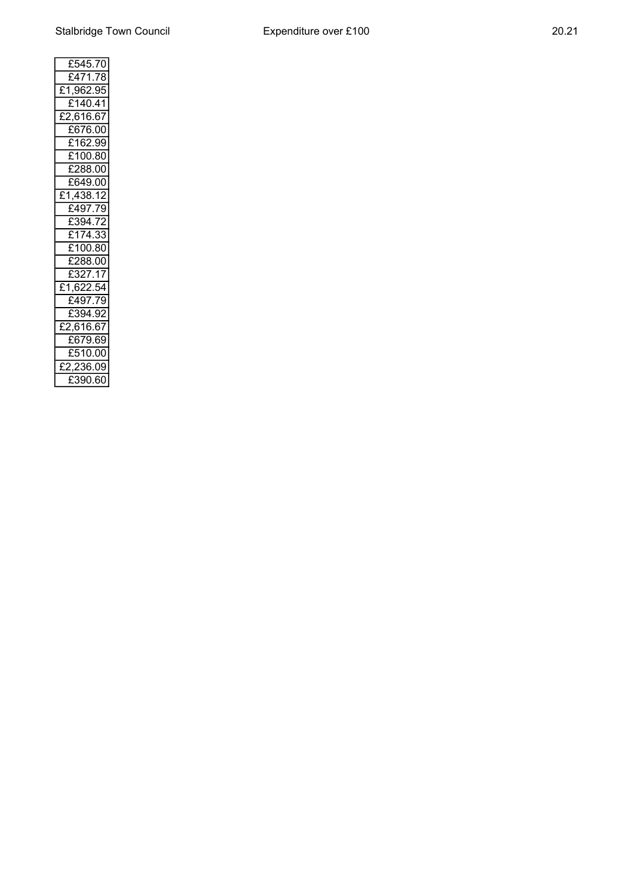| |
|---|
| £545.70 |
| £471.78 |
| £1,962.95 |
| £140.41 |
| £2,616.67 |
| £676.00 |
| £162.99 |
| £100.80 |
| £288.00 |
| £649.00 |
| £1,438.12 |
| £497.79 |
| £394.72 |
| £174.33 |
| £100.80 |
| £288.00 |
| £327.17 |
| £1,622.54 |
| £497.79 |
| £394.92 |
| £2,616.67 |
| £679.69 |
| £510.00 |
| £2,236.09 |
| £390.60 |